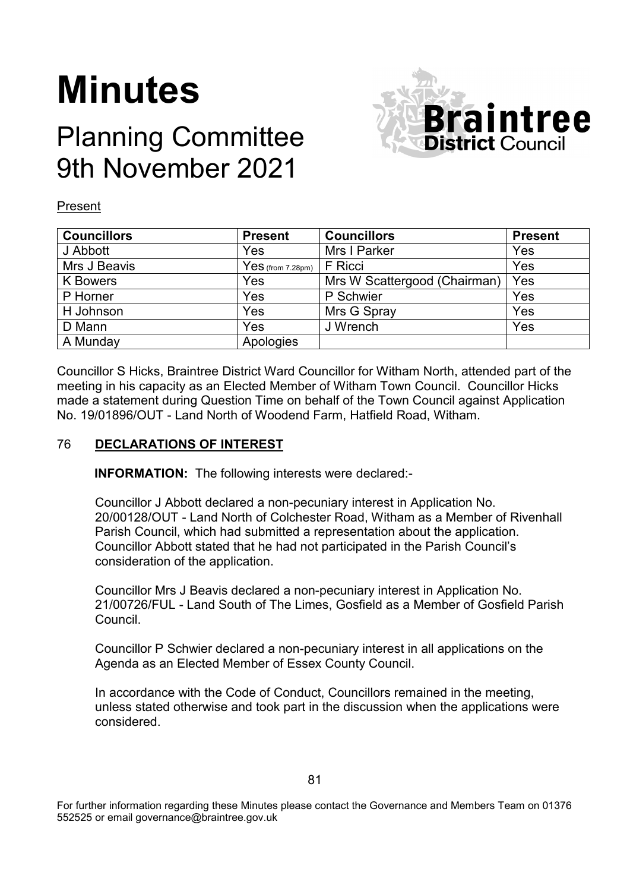# Minutes

## Planning Committee
## 9th November 2021

Present

| Councillors | Present | Councillors | Present |
|---|---|---|---|
| J Abbott | Yes | Mrs I Parker | Yes |
| Mrs J Beavis | Yes (from 7.28pm) | F Ricci | Yes |
| K Bowers | Yes | Mrs W Scattergood (Chairman) | Yes |
| P Horner | Yes | P Schwier | Yes |
| H Johnson | Yes | Mrs G Spray | Yes |
| D Mann | Yes | J Wrench | Yes |
| A Munday | Apologies | | |

Councillor S Hicks, Braintree District Ward Councillor for Witham North, attended part of the meeting in his capacity as an Elected Member of Witham Town Council. Councillor Hicks made a statement during Question Time on behalf of the Town Council against Application No. 19/01896/OUT - Land North of Woodend Farm, Hatfield Road, Witham.

### 76 DECLARATIONS OF INTEREST

**INFORMATION:** The following interests were declared:-

Councillor J Abbott declared a non-pecuniary interest in Application No. 20/00128/OUT - Land North of Colchester Road, Witham as a Member of Rivenhall Parish Council, which had submitted a representation about the application. Councillor Abbott stated that he had not participated in the Parish Council's consideration of the application.

Councillor Mrs J Beavis declared a non-pecuniary interest in Application No. 21/00726/FUL - Land South of The Limes, Gosfield as a Member of Gosfield Parish Council.

Councillor P Schwier declared a non-pecuniary interest in all applications on the Agenda as an Elected Member of Essex County Council.

In accordance with the Code of Conduct, Councillors remained in the meeting, unless stated otherwise and took part in the discussion when the applications were considered.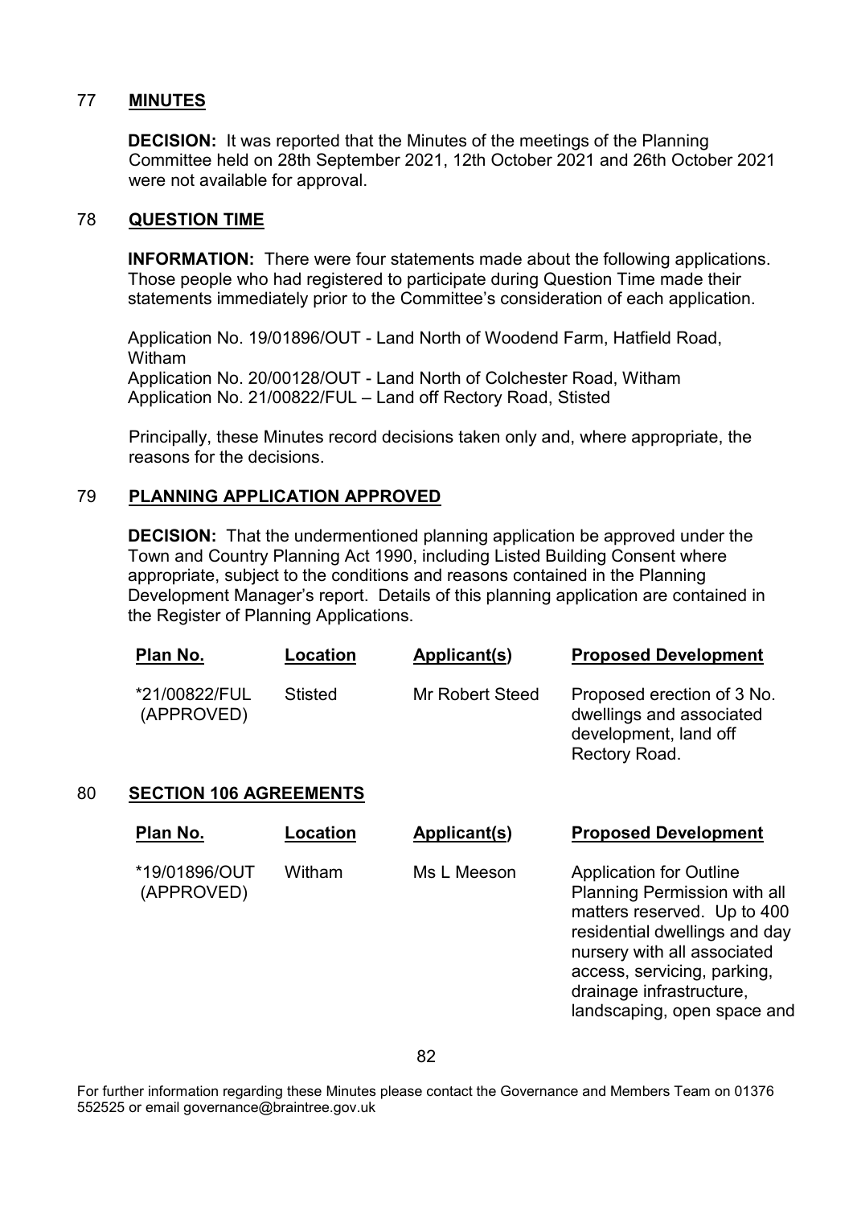## 77 MINUTES

**DECISION:** It was reported that the Minutes of the meetings of the Planning Committee held on 28th September 2021, 12th October 2021 and 26th October 2021 were not available for approval.

## 78 QUESTION TIME

**INFORMATION:** There were four statements made about the following applications. Those people who had registered to participate during Question Time made their statements immediately prior to the Committee's consideration of each application.

Application No. 19/01896/OUT - Land North of Woodend Farm, Hatfield Road, Witham
Application No. 20/00128/OUT - Land North of Colchester Road, Witham
Application No. 21/00822/FUL – Land off Rectory Road, Stisted

Principally, these Minutes record decisions taken only and, where appropriate, the reasons for the decisions.

## 79 PLANNING APPLICATION APPROVED

**DECISION:** That the undermentioned planning application be approved under the Town and Country Planning Act 1990, including Listed Building Consent where appropriate, subject to the conditions and reasons contained in the Planning Development Manager's report. Details of this planning application are contained in the Register of Planning Applications.

| Plan No. | Location | Applicant(s) | Proposed Development |
|---|---|---|---|
| *21/00822/FUL (APPROVED) | Stisted | Mr Robert Steed | Proposed erection of 3 No. dwellings and associated development, land off Rectory Road. |

## 80 SECTION 106 AGREEMENTS

| Plan No. | Location | Applicant(s) | Proposed Development |
|---|---|---|---|
| *19/01896/OUT (APPROVED) | Witham | Ms L Meeson | Application for Outline Planning Permission with all matters reserved. Up to 400 residential dwellings and day nursery with all associated access, servicing, parking, drainage infrastructure, landscaping, open space and |

For further information regarding these Minutes please contact the Governance and Members Team on 01376 552525 or email governance@braintree.gov.uk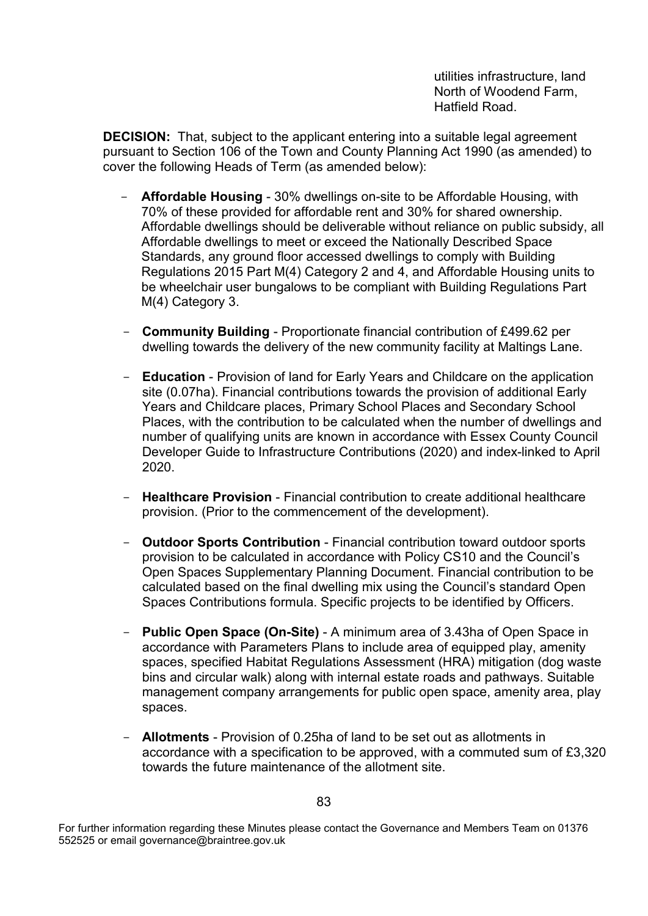utilities infrastructure, land North of Woodend Farm, Hatfield Road.

**DECISION:** That, subject to the applicant entering into a suitable legal agreement pursuant to Section 106 of the Town and County Planning Act 1990 (as amended) to cover the following Heads of Term (as amended below):

- **Affordable Housing** - 30% dwellings on-site to be Affordable Housing, with 70% of these provided for affordable rent and 30% for shared ownership. Affordable dwellings should be deliverable without reliance on public subsidy, all Affordable dwellings to meet or exceed the Nationally Described Space Standards, any ground floor accessed dwellings to comply with Building Regulations 2015 Part M(4) Category 2 and 4, and Affordable Housing units to be wheelchair user bungalows to be compliant with Building Regulations Part M(4) Category 3.

- **Community Building** - Proportionate financial contribution of £499.62 per dwelling towards the delivery of the new community facility at Maltings Lane.

- **Education** - Provision of land for Early Years and Childcare on the application site (0.07ha). Financial contributions towards the provision of additional Early Years and Childcare places, Primary School Places and Secondary School Places, with the contribution to be calculated when the number of dwellings and number of qualifying units are known in accordance with Essex County Council Developer Guide to Infrastructure Contributions (2020) and index-linked to April 2020.

- **Healthcare Provision** - Financial contribution to create additional healthcare provision. (Prior to the commencement of the development).

- **Outdoor Sports Contribution** - Financial contribution toward outdoor sports provision to be calculated in accordance with Policy CS10 and the Council's Open Spaces Supplementary Planning Document. Financial contribution to be calculated based on the final dwelling mix using the Council's standard Open Spaces Contributions formula. Specific projects to be identified by Officers.

- **Public Open Space (On-Site)** - A minimum area of 3.43ha of Open Space in accordance with Parameters Plans to include area of equipped play, amenity spaces, specified Habitat Regulations Assessment (HRA) mitigation (dog waste bins and circular walk) along with internal estate roads and pathways. Suitable management company arrangements for public open space, amenity area, play spaces.

- **Allotments** - Provision of 0.25ha of land to be set out as allotments in accordance with a specification to be approved, with a commuted sum of £3,320 towards the future maintenance of the allotment site.

For further information regarding these Minutes please contact the Governance and Members Team on 01376 552525 or email governance@braintree.gov.uk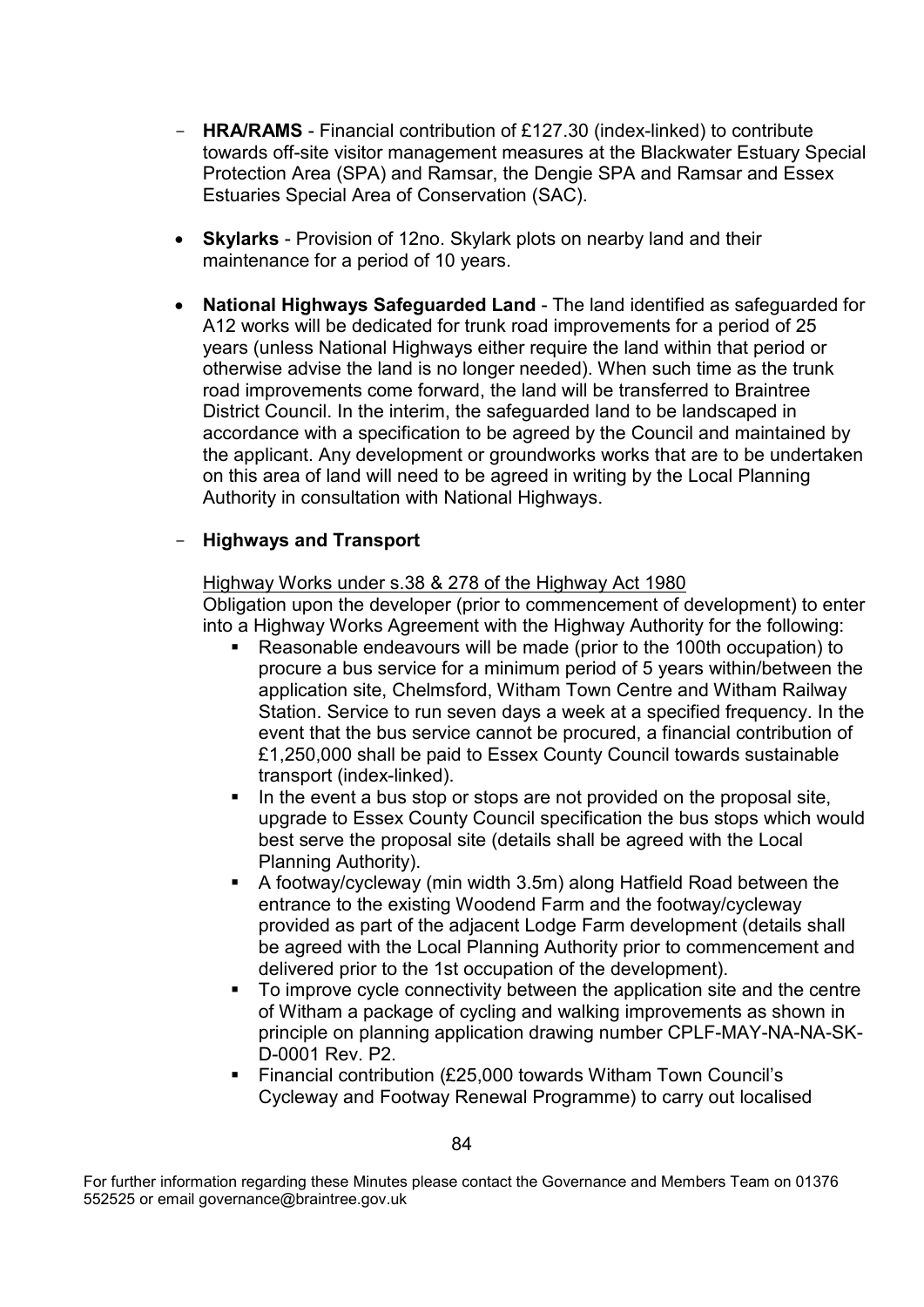- **HRA/RAMS** - Financial contribution of £127.30 (index-linked) to contribute towards off-site visitor management measures at the Blackwater Estuary Special Protection Area (SPA) and Ramsar, the Dengie SPA and Ramsar and Essex Estuaries Special Area of Conservation (SAC).

- **Skylarks** - Provision of 12no. Skylark plots on nearby land and their maintenance for a period of 10 years.

- **National Highways Safeguarded Land** - The land identified as safeguarded for A12 works will be dedicated for trunk road improvements for a period of 25 years (unless National Highways either require the land within that period or otherwise advise the land is no longer needed). When such time as the trunk road improvements come forward, the land will be transferred to Braintree District Council. In the interim, the safeguarded land to be landscaped in accordance with a specification to be agreed by the Council and maintained by the applicant. Any development or groundworks works that are to be undertaken on this area of land will need to be agreed in writing by the Local Planning Authority in consultation with National Highways.

- **Highways and Transport**

  Highway Works under s.38 & 278 of the Highway Act 1980

  Obligation upon the developer (prior to commencement of development) to enter into a Highway Works Agreement with the Highway Authority for the following:

  - Reasonable endeavours will be made (prior to the 100th occupation) to procure a bus service for a minimum period of 5 years within/between the application site, Chelmsford, Witham Town Centre and Witham Railway Station. Service to run seven days a week at a specified frequency. In the event that the bus service cannot be procured, a financial contribution of £1,250,000 shall be paid to Essex County Council towards sustainable transport (index-linked).
  - In the event a bus stop or stops are not provided on the proposal site, upgrade to Essex County Council specification the bus stops which would best serve the proposal site (details shall be agreed with the Local Planning Authority).
  - A footway/cycleway (min width 3.5m) along Hatfield Road between the entrance to the existing Woodend Farm and the footway/cycleway provided as part of the adjacent Lodge Farm development (details shall be agreed with the Local Planning Authority prior to commencement and delivered prior to the 1st occupation of the development).
  - To improve cycle connectivity between the application site and the centre of Witham a package of cycling and walking improvements as shown in principle on planning application drawing number CPLF-MAY-NA-NA-SK-D-0001 Rev. P2.
  - Financial contribution (£25,000 towards Witham Town Council's Cycleway and Footway Renewal Programme) to carry out localised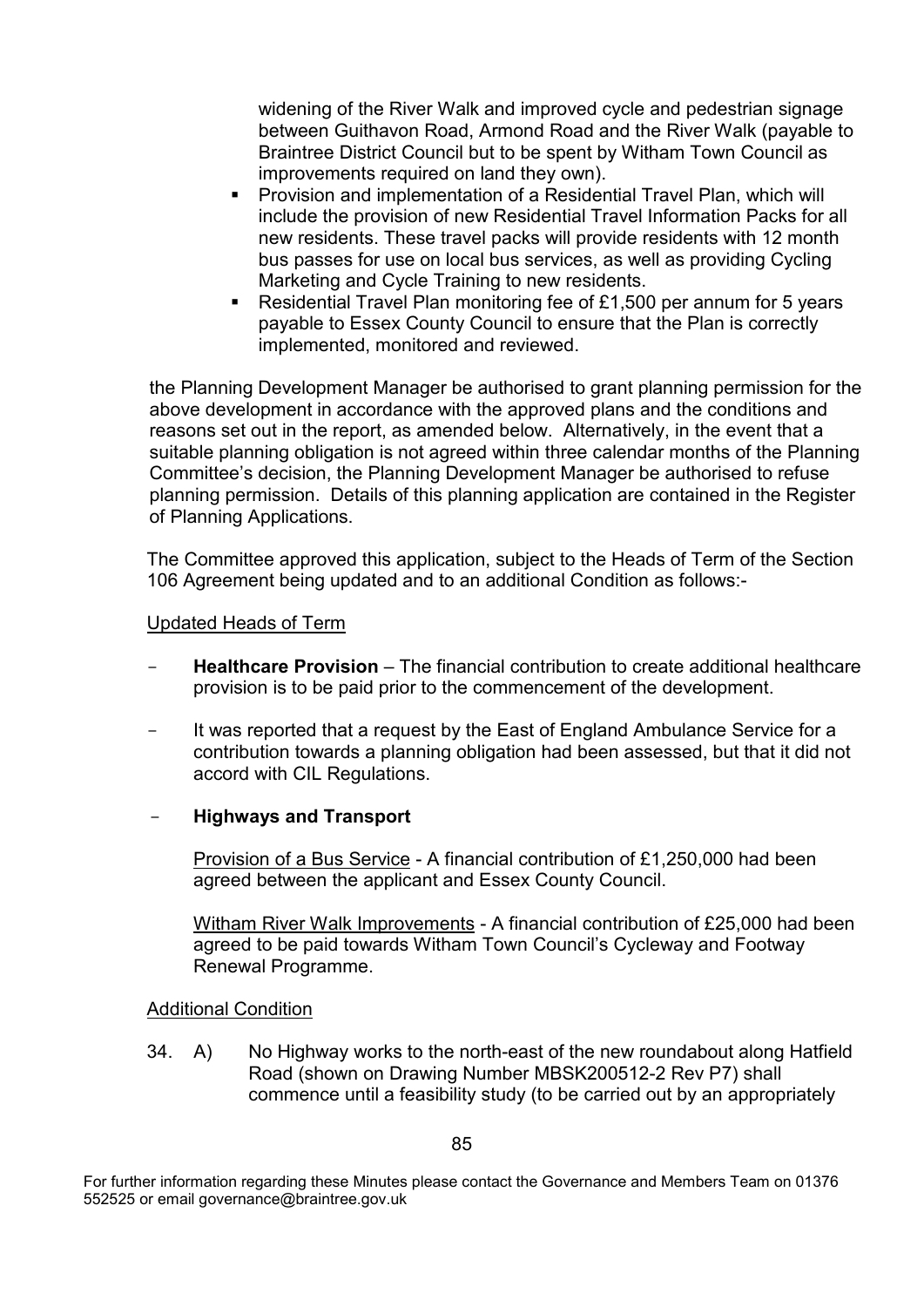widening of the River Walk and improved cycle and pedestrian signage between Guithavon Road, Armond Road and the River Walk (payable to Braintree District Council but to be spent by Witham Town Council as improvements required on land they own).

- Provision and implementation of a Residential Travel Plan, which will include the provision of new Residential Travel Information Packs for all new residents. These travel packs will provide residents with 12 month bus passes for use on local bus services, as well as providing Cycling Marketing and Cycle Training to new residents.
- Residential Travel Plan monitoring fee of £1,500 per annum for 5 years payable to Essex County Council to ensure that the Plan is correctly implemented, monitored and reviewed.

the Planning Development Manager be authorised to grant planning permission for the above development in accordance with the approved plans and the conditions and reasons set out in the report, as amended below. Alternatively, in the event that a suitable planning obligation is not agreed within three calendar months of the Planning Committee's decision, the Planning Development Manager be authorised to refuse planning permission. Details of this planning application are contained in the Register of Planning Applications.

The Committee approved this application, subject to the Heads of Term of the Section 106 Agreement being updated and to an additional Condition as follows:-

<u>Updated Heads of Term</u>

- **Healthcare Provision** – The financial contribution to create additional healthcare provision is to be paid prior to the commencement of the development.

- It was reported that a request by the East of England Ambulance Service for a contribution towards a planning obligation had been assessed, but that it did not accord with CIL Regulations.

- **Highways and Transport**

  <u>Provision of a Bus Service</u> - A financial contribution of £1,250,000 had been agreed between the applicant and Essex County Council.

  <u>Witham River Walk Improvements</u> - A financial contribution of £25,000 had been agreed to be paid towards Witham Town Council's Cycleway and Footway Renewal Programme.

<u>Additional Condition</u>

34. A) No Highway works to the north-east of the new roundabout along Hatfield Road (shown on Drawing Number MBSK200512-2 Rev P7) shall commence until a feasibility study (to be carried out by an appropriately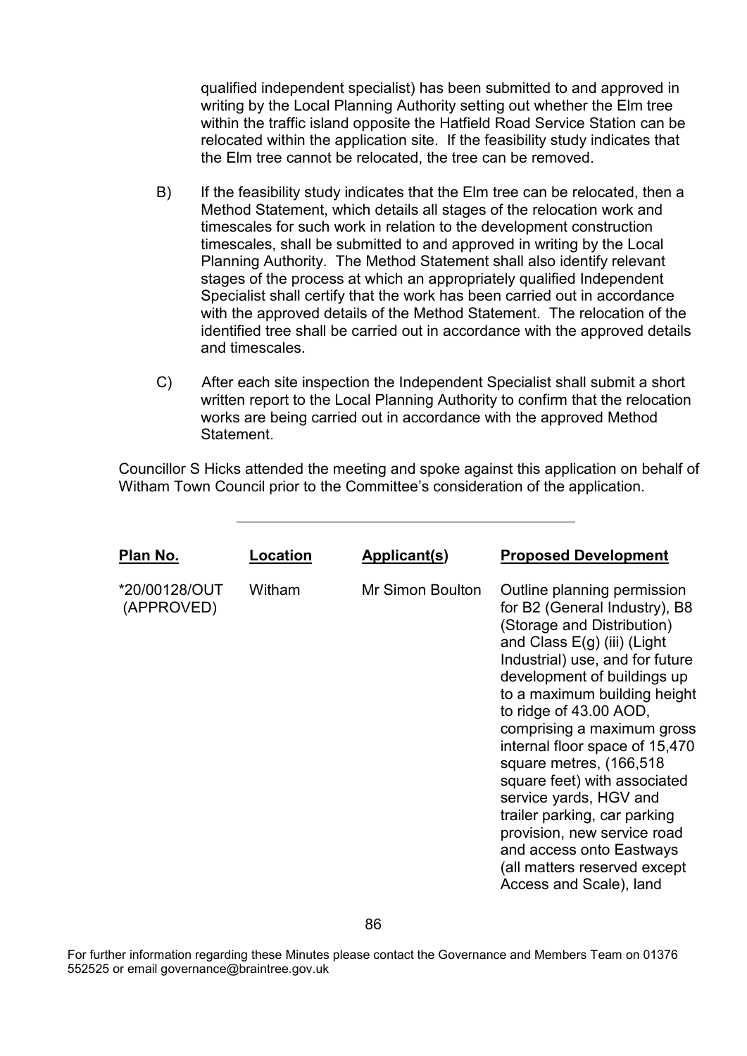qualified independent specialist) has been submitted to and approved in writing by the Local Planning Authority setting out whether the Elm tree within the traffic island opposite the Hatfield Road Service Station can be relocated within the application site. If the feasibility study indicates that the Elm tree cannot be relocated, the tree can be removed.

B) If the feasibility study indicates that the Elm tree can be relocated, then a Method Statement, which details all stages of the relocation work and timescales for such work in relation to the development construction timescales, shall be submitted to and approved in writing by the Local Planning Authority. The Method Statement shall also identify relevant stages of the process at which an appropriately qualified Independent Specialist shall certify that the work has been carried out in accordance with the approved details of the Method Statement. The relocation of the identified tree shall be carried out in accordance with the approved details and timescales.

C) After each site inspection the Independent Specialist shall submit a short written report to the Local Planning Authority to confirm that the relocation works are being carried out in accordance with the approved Method Statement.

Councillor S Hicks attended the meeting and spoke against this application on behalf of Witham Town Council prior to the Committee's consideration of the application.

---

| **Plan No.** | **Location** | **Applicant(s)** | **Proposed Development** |
|---|---|---|---|
| *20/00128/OUT (APPROVED) | Witham | Mr Simon Boulton | Outline planning permission for B2 (General Industry), B8 (Storage and Distribution) and Class E(g) (iii) (Light Industrial) use, and for future development of buildings up to a maximum building height to ridge of 43.00 AOD, comprising a maximum gross internal floor space of 15,470 square metres, (166,518 square feet) with associated service yards, HGV and trailer parking, car parking provision, new service road and access onto Eastways (all matters reserved except Access and Scale), land |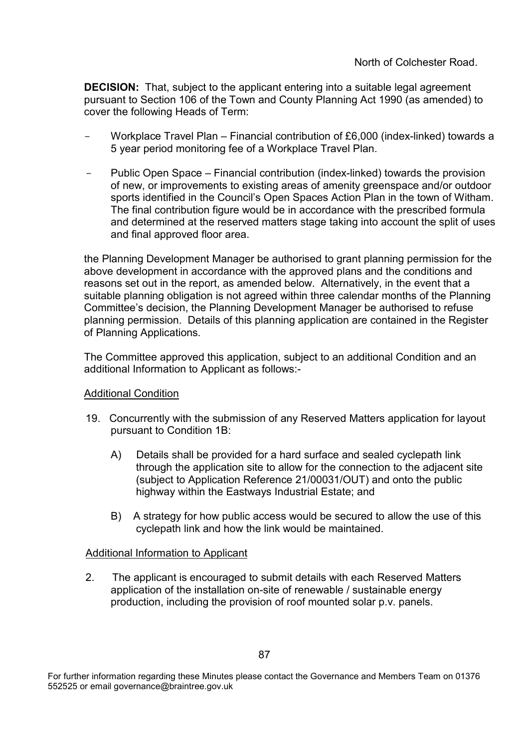North of Colchester Road.

**DECISION:** That, subject to the applicant entering into a suitable legal agreement pursuant to Section 106 of the Town and County Planning Act 1990 (as amended) to cover the following Heads of Term:

- Workplace Travel Plan – Financial contribution of £6,000 (index-linked) towards a 5 year period monitoring fee of a Workplace Travel Plan.
- Public Open Space – Financial contribution (index-linked) towards the provision of new, or improvements to existing areas of amenity greenspace and/or outdoor sports identified in the Council's Open Spaces Action Plan in the town of Witham. The final contribution figure would be in accordance with the prescribed formula and determined at the reserved matters stage taking into account the split of uses and final approved floor area.

the Planning Development Manager be authorised to grant planning permission for the above development in accordance with the approved plans and the conditions and reasons set out in the report, as amended below. Alternatively, in the event that a suitable planning obligation is not agreed within three calendar months of the Planning Committee's decision, the Planning Development Manager be authorised to refuse planning permission. Details of this planning application are contained in the Register of Planning Applications.

The Committee approved this application, subject to an additional Condition and an additional Information to Applicant as follows:-

<u>Additional Condition</u>

19. Concurrently with the submission of any Reserved Matters application for layout pursuant to Condition 1B:

    A) Details shall be provided for a hard surface and sealed cyclepath link through the application site to allow for the connection to the adjacent site (subject to Application Reference 21/00031/OUT) and onto the public highway within the Eastways Industrial Estate; and

    B) A strategy for how public access would be secured to allow the use of this cyclepath link and how the link would be maintained.

<u>Additional Information to Applicant</u>

2. The applicant is encouraged to submit details with each Reserved Matters application of the installation on-site of renewable / sustainable energy production, including the provision of roof mounted solar p.v. panels.

For further information regarding these Minutes please contact the Governance and Members Team on 01376 552525 or email governance@braintree.gov.uk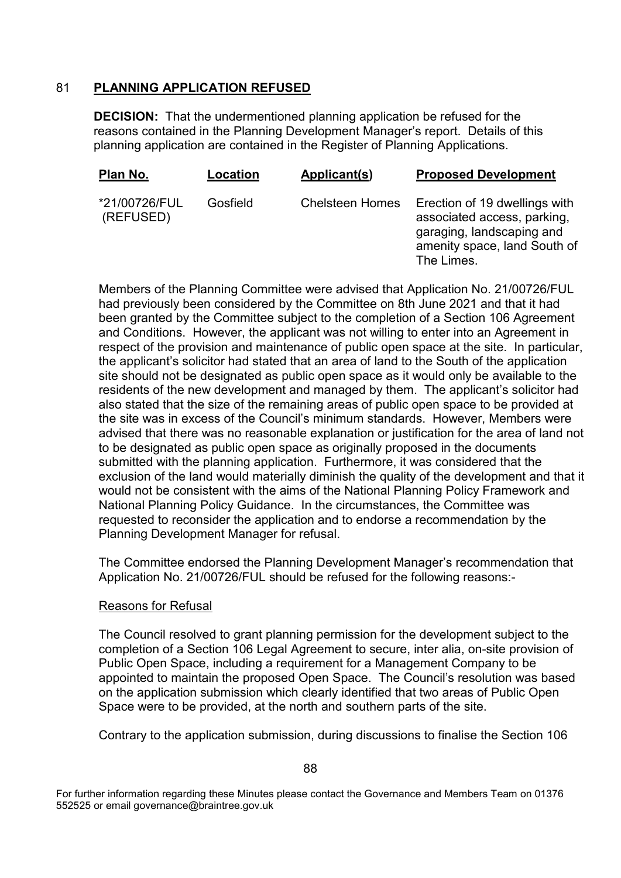## 81 **PLANNING APPLICATION REFUSED**

**DECISION:** That the undermentioned planning application be refused for the reasons contained in the Planning Development Manager's report. Details of this planning application are contained in the Register of Planning Applications.

| Plan No. | Location | Applicant(s) | Proposed Development |
|---|---|---|---|
| *21/00726/FUL (REFUSED) | Gosfield | Chelsteen Homes | Erection of 19 dwellings with associated access, parking, garaging, landscaping and amenity space, land South of The Limes. |

Members of the Planning Committee were advised that Application No. 21/00726/FUL had previously been considered by the Committee on 8th June 2021 and that it had been granted by the Committee subject to the completion of a Section 106 Agreement and Conditions. However, the applicant was not willing to enter into an Agreement in respect of the provision and maintenance of public open space at the site. In particular, the applicant's solicitor had stated that an area of land to the South of the application site should not be designated as public open space as it would only be available to the residents of the new development and managed by them. The applicant's solicitor had also stated that the size of the remaining areas of public open space to be provided at the site was in excess of the Council's minimum standards. However, Members were advised that there was no reasonable explanation or justification for the area of land not to be designated as public open space as originally proposed in the documents submitted with the planning application. Furthermore, it was considered that the exclusion of the land would materially diminish the quality of the development and that it would not be consistent with the aims of the National Planning Policy Framework and National Planning Policy Guidance. In the circumstances, the Committee was requested to reconsider the application and to endorse a recommendation by the Planning Development Manager for refusal.

The Committee endorsed the Planning Development Manager's recommendation that Application No. 21/00726/FUL should be refused for the following reasons:-

Reasons for Refusal

The Council resolved to grant planning permission for the development subject to the completion of a Section 106 Legal Agreement to secure, inter alia, on-site provision of Public Open Space, including a requirement for a Management Company to be appointed to maintain the proposed Open Space. The Council's resolution was based on the application submission which clearly identified that two areas of Public Open Space were to be provided, at the north and southern parts of the site.

Contrary to the application submission, during discussions to finalise the Section 106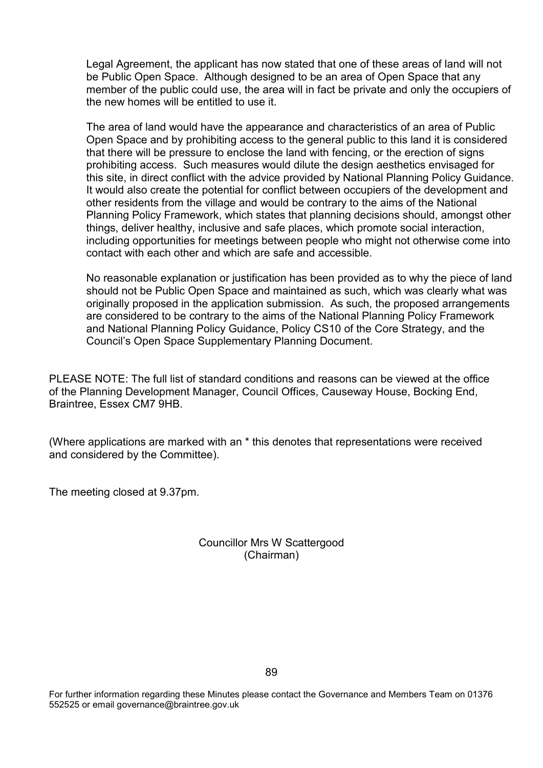Legal Agreement, the applicant has now stated that one of these areas of land will not be Public Open Space. Although designed to be an area of Open Space that any member of the public could use, the area will in fact be private and only the occupiers of the new homes will be entitled to use it.

The area of land would have the appearance and characteristics of an area of Public Open Space and by prohibiting access to the general public to this land it is considered that there will be pressure to enclose the land with fencing, or the erection of signs prohibiting access. Such measures would dilute the design aesthetics envisaged for this site, in direct conflict with the advice provided by National Planning Policy Guidance. It would also create the potential for conflict between occupiers of the development and other residents from the village and would be contrary to the aims of the National Planning Policy Framework, which states that planning decisions should, amongst other things, deliver healthy, inclusive and safe places, which promote social interaction, including opportunities for meetings between people who might not otherwise come into contact with each other and which are safe and accessible.

No reasonable explanation or justification has been provided as to why the piece of land should not be Public Open Space and maintained as such, which was clearly what was originally proposed in the application submission. As such, the proposed arrangements are considered to be contrary to the aims of the National Planning Policy Framework and National Planning Policy Guidance, Policy CS10 of the Core Strategy, and the Council's Open Space Supplementary Planning Document.

PLEASE NOTE: The full list of standard conditions and reasons can be viewed at the office of the Planning Development Manager, Council Offices, Causeway House, Bocking End, Braintree, Essex CM7 9HB.

(Where applications are marked with an * this denotes that representations were received and considered by the Committee).

The meeting closed at 9.37pm.

Councillor Mrs W Scattergood
(Chairman)

For further information regarding these Minutes please contact the Governance and Members Team on 01376 552525 or email governance@braintree.gov.uk